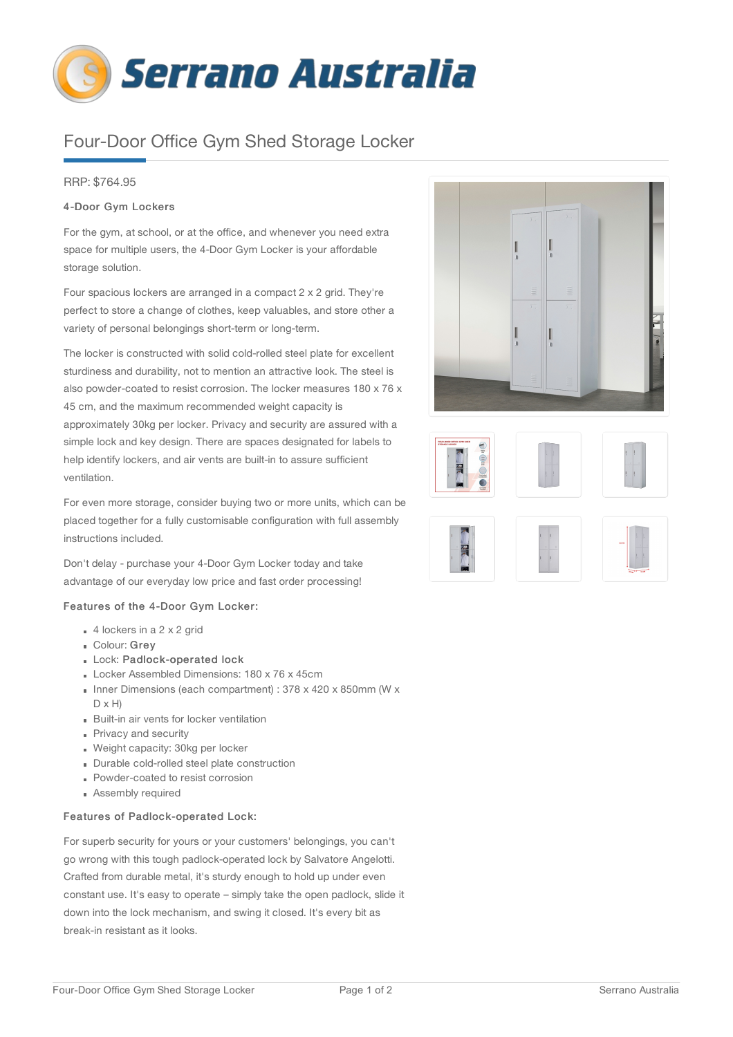# Four-Door Office Gym Shed Storage Locker

RRP: $764.95

**4-Door Gym Lockers**

For the gym, at school, or at the office, and whenever you need extra space for multiple users, the 4-Door Gym Locker is your affordable storage solution.

Four spacious lockers are arranged in a compact 2 x 2 grid. They're perfect to store a change of clothes, keep valuables, and store other a variety of personal belongings short-term or long-term.

The locker is constructed with solid cold-rolled steel plate for excellent sturdiness and durability, not to mention an attractive look. The steel is also powder-coated to resist corrosion. The locker measures 180 x 76 x 45 cm, and the maximum recommended weight capacity is approximately 30kg per locker. Privacy and security are assured with a simple lock and key design. There are spaces designated for labels to help identify lockers, and air vents are built-in to assure sufficient ventilation.

For even more storage, consider buying two or more units, which can be placed together for a fully customisable configuration with full assembly instructions included.

Don't delay - purchase your 4-Door Gym Locker today and take advantage of our everyday low price and fast order processing!

**Features of the 4-Door Gym Locker:**

- 4 lockers in a 2 x 2 grid
- Colour: **Grey**
- Lock: **Padlock-operated lock**
- Locker Assembled Dimensions: 180 x 76 x 45cm
- Inner Dimensions (each compartment) : 378 x 420 x 850mm (W x D x H)
- Built-in air vents for locker ventilation
- Privacy and security
- Weight capacity: 30kg per locker
- Durable cold-rolled steel plate construction
- Powder-coated to resist corrosion
- Assembly required

**Features of Padlock-operated Lock:**

For superb security for yours or your customers' belongings, you can't go wrong with this tough padlock-operated lock by Salvatore Angelotti. Crafted from durable metal, it's sturdy enough to hold up under even constant use. It's easy to operate – simply take the open padlock, slide it down into the lock mechanism, and swing it closed. It's every bit as break-in resistant as it looks.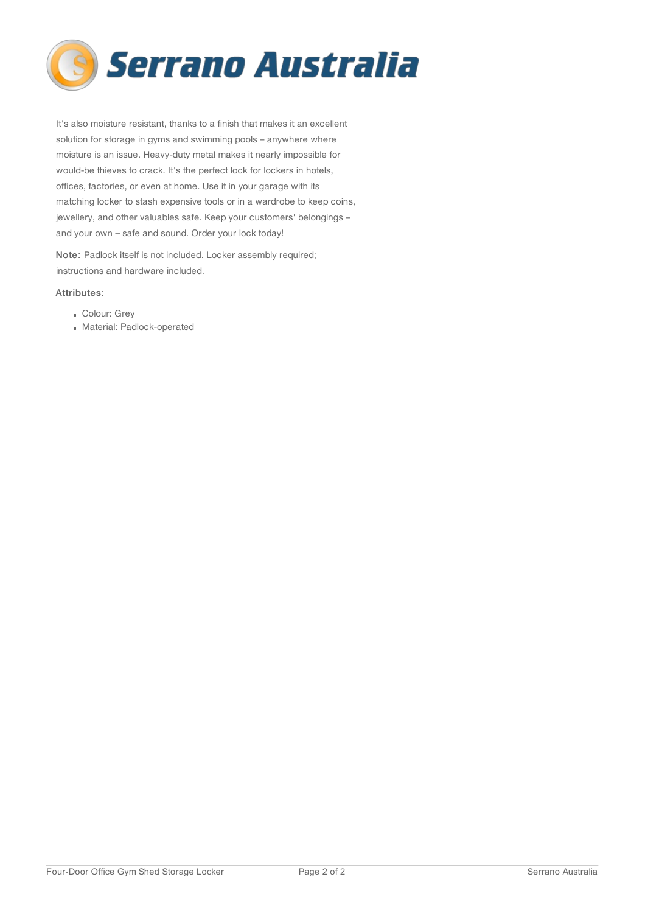It's also moisture resistant, thanks to a finish that makes it an excellent solution for storage in gyms and swimming pools – anywhere where moisture is an issue. Heavy-duty metal makes it nearly impossible for would-be thieves to crack. It's the perfect lock for lockers in hotels, offices, factories, or even at home. Use it in your garage with its matching locker to stash expensive tools or in a wardrobe to keep coins, jewellery, and other valuables safe. Keep your customers' belongings – and your own – safe and sound. Order your lock today!

**Note:** Padlock itself is not included. Locker assembly required; instructions and hardware included.

**Attributes:**

- Colour: Grey
- Material: Padlock-operated